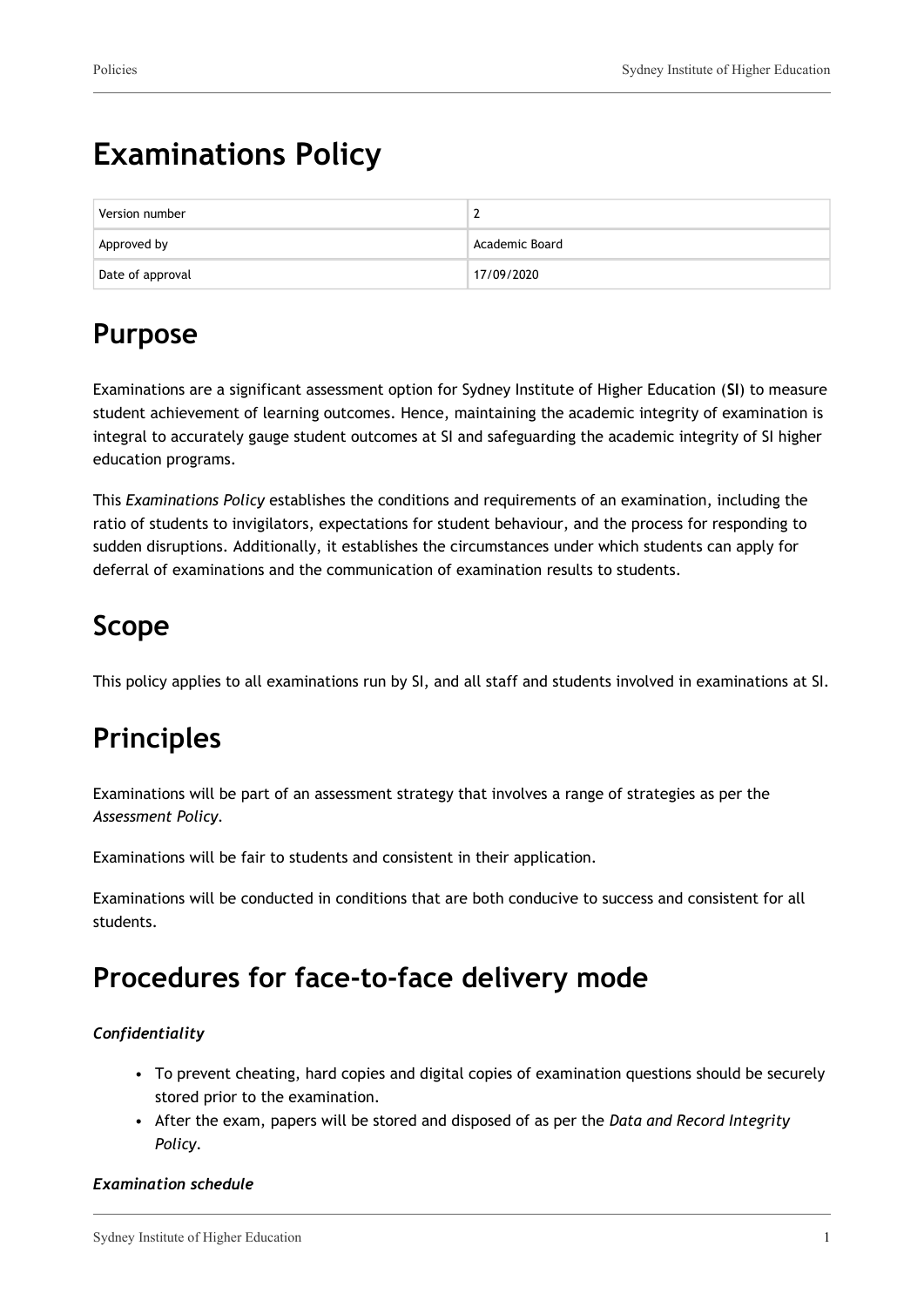# Examinations Policy

| Version number | 2 |
| --- | --- |
| Approved by | Academic Board |
| Date of approval | 17/09/2020 |

## Purpose

Examinations are a significant assessment option for Sydney Institute of Higher Education (**SI**) to measure student achievement of learning outcomes. Hence, maintaining the academic integrity of examination is integral to accurately gauge student outcomes at SI and safeguarding the academic integrity of SI higher education programs.

This *Examinations Policy* establishes the conditions and requirements of an examination, including the ratio of students to invigilators, expectations for student behaviour, and the process for responding to sudden disruptions. Additionally, it establishes the circumstances under which students can apply for deferral of examinations and the communication of examination results to students.

## Scope

This policy applies to all examinations run by SI, and all staff and students involved in examinations at SI.

## Principles

Examinations will be part of an assessment strategy that involves a range of strategies as per the *Assessment Policy*.

Examinations will be fair to students and consistent in their application.

Examinations will be conducted in conditions that are both conducive to success and consistent for all students.

## Procedures for face-to-face delivery mode

***Confidentiality***

- To prevent cheating, hard copies and digital copies of examination questions should be securely stored prior to the examination.
- After the exam, papers will be stored and disposed of as per the *Data and Record Integrity Policy*.

***Examination schedule***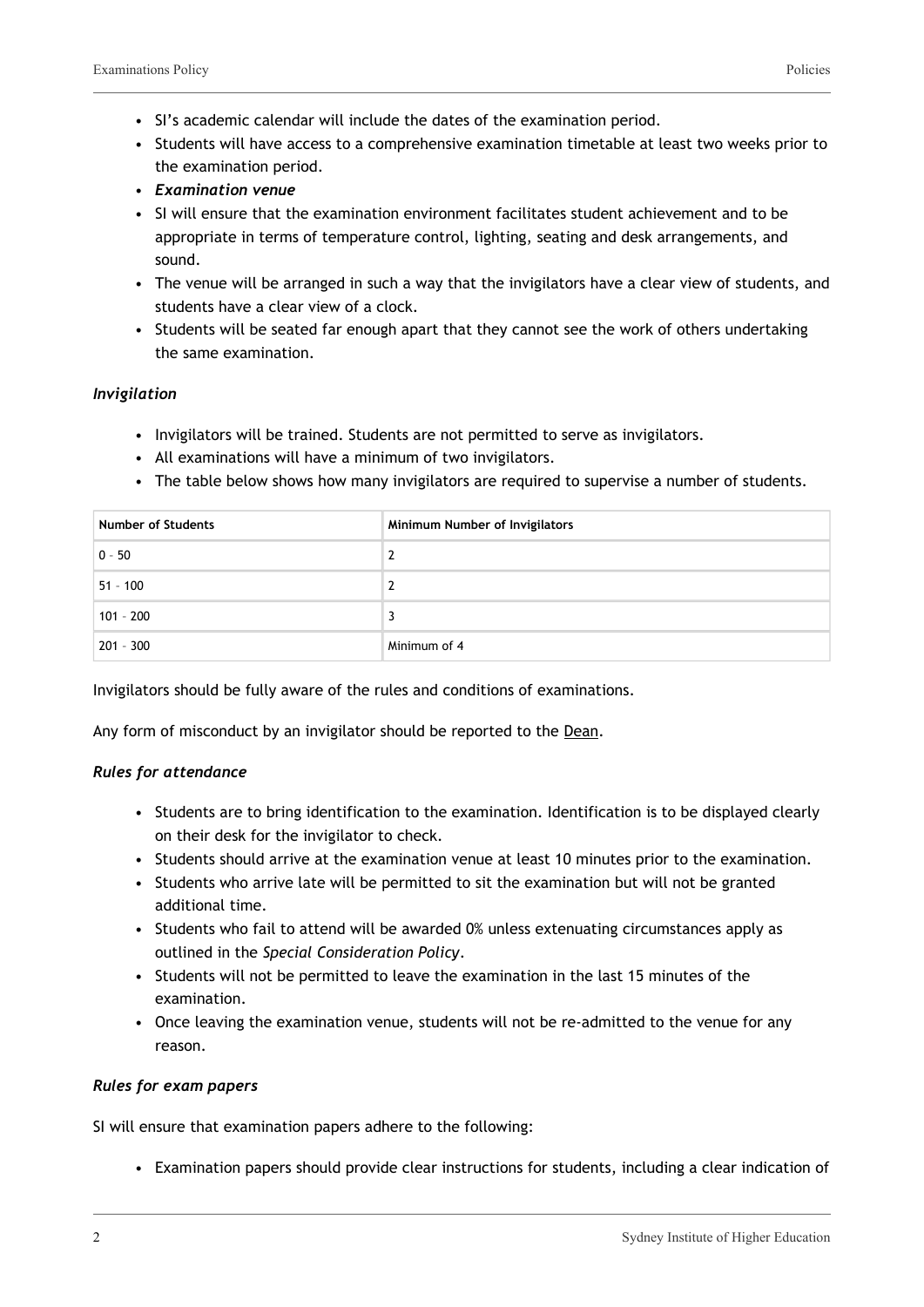- SI's academic calendar will include the dates of the examination period.
- Students will have access to a comprehensive examination timetable at least two weeks prior to the examination period.
- ***Examination venue***
- SI will ensure that the examination environment facilitates student achievement and to be appropriate in terms of temperature control, lighting, seating and desk arrangements, and sound.
- The venue will be arranged in such a way that the invigilators have a clear view of students, and students have a clear view of a clock.
- Students will be seated far enough apart that they cannot see the work of others undertaking the same examination.

### *Invigilation*

- Invigilators will be trained. Students are not permitted to serve as invigilators.
- All examinations will have a minimum of two invigilators.
- The table below shows how many invigilators are required to supervise a number of students.

| Number of Students | Minimum Number of Invigilators |
| --- | --- |
| 0 - 50 | 2 |
| 51 - 100 | 2 |
| 101 - 200 | 3 |
| 201 - 300 | Minimum of 4 |

Invigilators should be fully aware of the rules and conditions of examinations.

Any form of misconduct by an invigilator should be reported to the Dean.

### *Rules for attendance*

- Students are to bring identification to the examination. Identification is to be displayed clearly on their desk for the invigilator to check.
- Students should arrive at the examination venue at least 10 minutes prior to the examination.
- Students who arrive late will be permitted to sit the examination but will not be granted additional time.
- Students who fail to attend will be awarded 0% unless extenuating circumstances apply as outlined in the *Special Consideration Policy*.
- Students will not be permitted to leave the examination in the last 15 minutes of the examination.
- Once leaving the examination venue, students will not be re-admitted to the venue for any reason.

### *Rules for exam papers*

SI will ensure that examination papers adhere to the following:

- Examination papers should provide clear instructions for students, including a clear indication of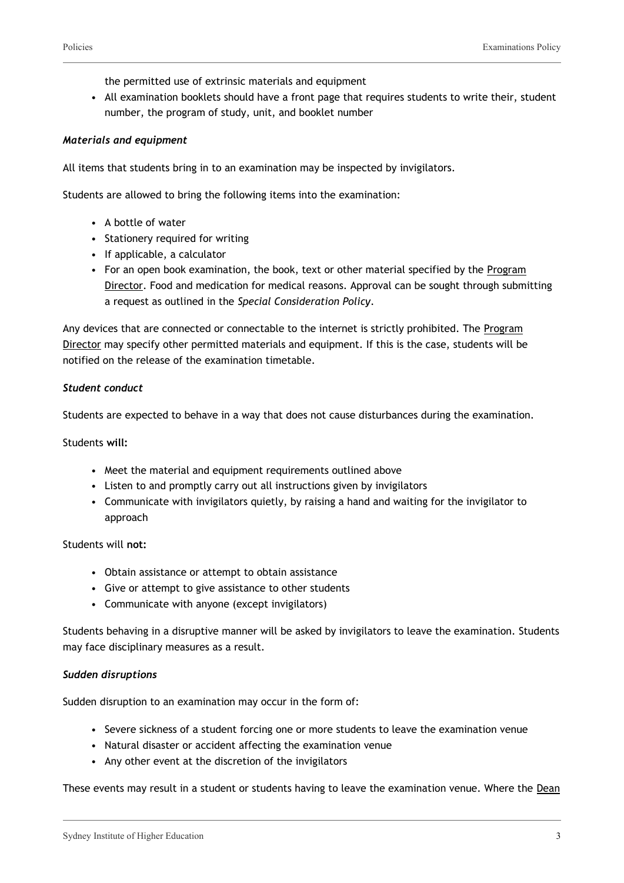the permitted use of extrinsic materials and equipment

- All examination booklets should have a front page that requires students to write their, student number, the program of study, unit, and booklet number

### *Materials and equipment*

All items that students bring in to an examination may be inspected by invigilators.

Students are allowed to bring the following items into the examination:

- A bottle of water
- Stationery required for writing
- If applicable, a calculator
- For an open book examination, the book, text or other material specified by the Program Director. Food and medication for medical reasons. Approval can be sought through submitting a request as outlined in the *Special Consideration Policy*.

Any devices that are connected or connectable to the internet is strictly prohibited. The Program Director may specify other permitted materials and equipment. If this is the case, students will be notified on the release of the examination timetable.

### *Student conduct*

Students are expected to behave in a way that does not cause disturbances during the examination.

Students **will:**

- Meet the material and equipment requirements outlined above
- Listen to and promptly carry out all instructions given by invigilators
- Communicate with invigilators quietly, by raising a hand and waiting for the invigilator to approach

Students will **not:**

- Obtain assistance or attempt to obtain assistance
- Give or attempt to give assistance to other students
- Communicate with anyone (except invigilators)

Students behaving in a disruptive manner will be asked by invigilators to leave the examination. Students may face disciplinary measures as a result.

### *Sudden disruptions*

Sudden disruption to an examination may occur in the form of:

- Severe sickness of a student forcing one or more students to leave the examination venue
- Natural disaster or accident affecting the examination venue
- Any other event at the discretion of the invigilators

These events may result in a student or students having to leave the examination venue. Where the Dean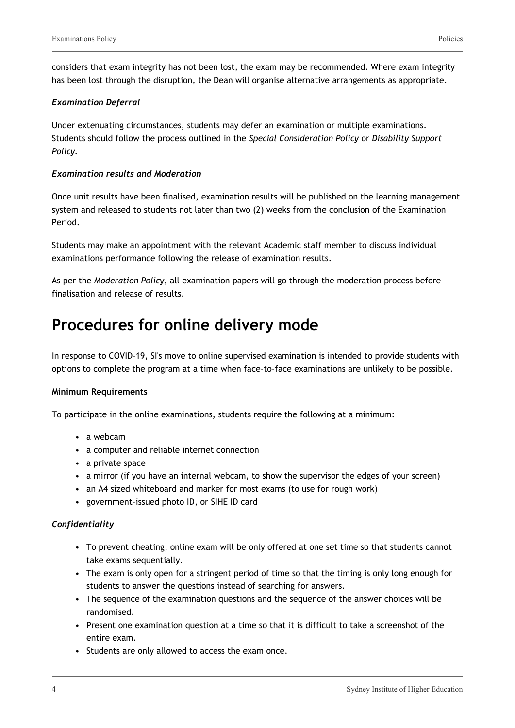considers that exam integrity has not been lost, the exam may be recommended. Where exam integrity has been lost through the disruption, the Dean will organise alternative arrangements as appropriate.

***Examination Deferral***

Under extenuating circumstances, students may defer an examination or multiple examinations. Students should follow the process outlined in the *Special Consideration Policy* or *Disability Support Policy*.

***Examination results and Moderation***

Once unit results have been finalised, examination results will be published on the learning management system and released to students not later than two (2) weeks from the conclusion of the Examination Period.

Students may make an appointment with the relevant Academic staff member to discuss individual examinations performance following the release of examination results.

As per the *Moderation Policy,* all examination papers will go through the moderation process before finalisation and release of results.

# Procedures for online delivery mode

In response to COVID-19, SI's move to online supervised examination is intended to provide students with options to complete the program at a time when face-to-face examinations are unlikely to be possible.

**Minimum Requirements**

To participate in the online examinations, students require the following at a minimum:

- a webcam
- a computer and reliable internet connection
- a private space
- a mirror (if you have an internal webcam, to show the supervisor the edges of your screen)
- an A4 sized whiteboard and marker for most exams (to use for rough work)
- government-issued photo ID, or SIHE ID card

***Confidentiality***

- To prevent cheating, online exam will be only offered at one set time so that students cannot take exams sequentially.
- The exam is only open for a stringent period of time so that the timing is only long enough for students to answer the questions instead of searching for answers.
- The sequence of the examination questions and the sequence of the answer choices will be randomised.
- Present one examination question at a time so that it is difficult to take a screenshot of the entire exam.
- Students are only allowed to access the exam once.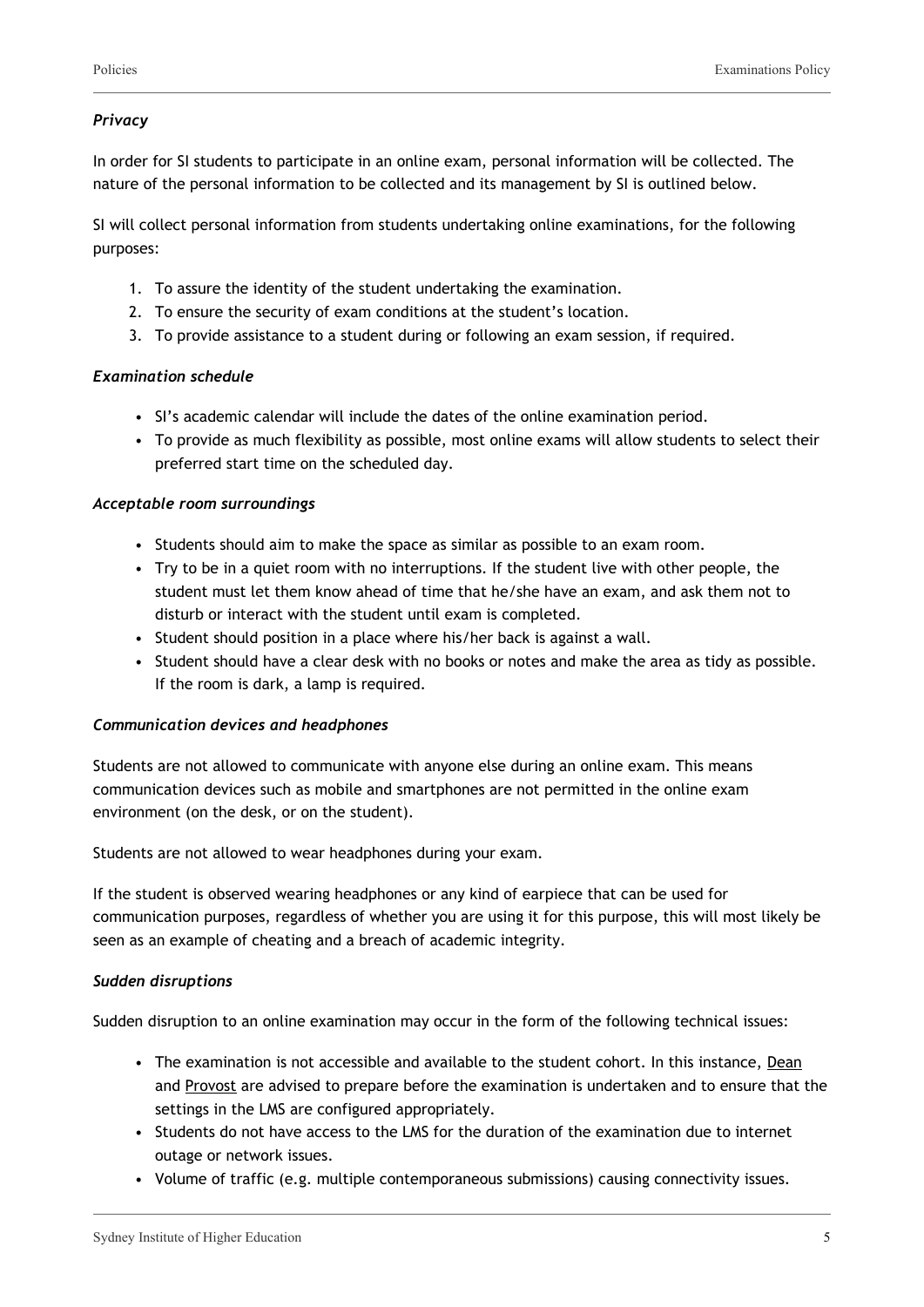*Privacy*

In order for SI students to participate in an online exam, personal information will be collected. The nature of the personal information to be collected and its management by SI is outlined below.

SI will collect personal information from students undertaking online examinations, for the following purposes:

1. To assure the identity of the student undertaking the examination.
2. To ensure the security of exam conditions at the student's location.
3. To provide assistance to a student during or following an exam session, if required.

*Examination schedule*

- SI's academic calendar will include the dates of the online examination period.
- To provide as much flexibility as possible, most online exams will allow students to select their preferred start time on the scheduled day.

*Acceptable room surroundings*

- Students should aim to make the space as similar as possible to an exam room.
- Try to be in a quiet room with no interruptions. If the student live with other people, the student must let them know ahead of time that he/she have an exam, and ask them not to disturb or interact with the student until exam is completed.
- Student should position in a place where his/her back is against a wall.
- Student should have a clear desk with no books or notes and make the area as tidy as possible. If the room is dark, a lamp is required.

*Communication devices and headphones*

Students are not allowed to communicate with anyone else during an online exam. This means communication devices such as mobile and smartphones are not permitted in the online exam environment (on the desk, or on the student).

Students are not allowed to wear headphones during your exam.

If the student is observed wearing headphones or any kind of earpiece that can be used for communication purposes, regardless of whether you are using it for this purpose, this will most likely be seen as an example of cheating and a breach of academic integrity.

*Sudden disruptions*

Sudden disruption to an online examination may occur in the form of the following technical issues:

- The examination is not accessible and available to the student cohort. In this instance, Dean and Provost are advised to prepare before the examination is undertaken and to ensure that the settings in the LMS are configured appropriately.
- Students do not have access to the LMS for the duration of the examination due to internet outage or network issues.
- Volume of traffic (e.g. multiple contemporaneous submissions) causing connectivity issues.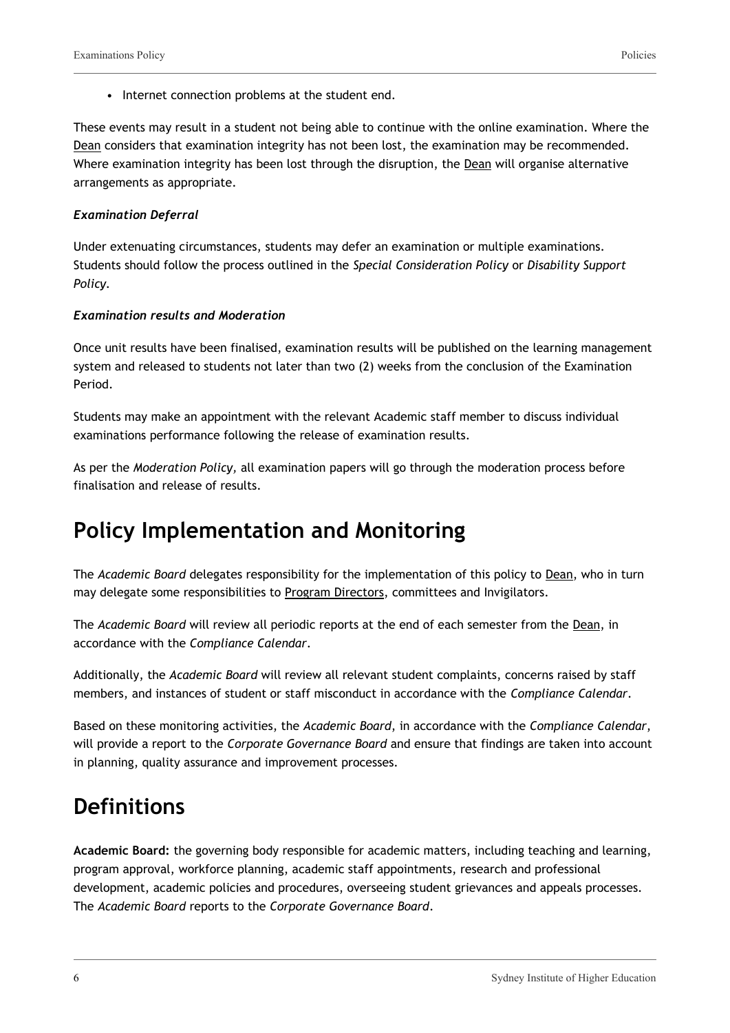- Internet connection problems at the student end.

These events may result in a student not being able to continue with the online examination. Where the Dean considers that examination integrity has not been lost, the examination may be recommended. Where examination integrity has been lost through the disruption, the Dean will organise alternative arrangements as appropriate.

***Examination Deferral***

Under extenuating circumstances, students may defer an examination or multiple examinations. Students should follow the process outlined in the *Special Consideration Policy* or *Disability Support Policy.*

***Examination results and Moderation***

Once unit results have been finalised, examination results will be published on the learning management system and released to students not later than two (2) weeks from the conclusion of the Examination Period.

Students may make an appointment with the relevant Academic staff member to discuss individual examinations performance following the release of examination results.

As per the *Moderation Policy,* all examination papers will go through the moderation process before finalisation and release of results.

# Policy Implementation and Monitoring

The *Academic Board* delegates responsibility for the implementation of this policy to Dean, who in turn may delegate some responsibilities to Program Directors, committees and Invigilators.

The *Academic Board* will review all periodic reports at the end of each semester from the Dean, in accordance with the *Compliance Calendar*.

Additionally, the *Academic Board* will review all relevant student complaints, concerns raised by staff members, and instances of student or staff misconduct in accordance with the *Compliance Calendar*.

Based on these monitoring activities, the *Academic Board,* in accordance with the *Compliance Calendar,* will provide a report to the *Corporate Governance Board* and ensure that findings are taken into account in planning, quality assurance and improvement processes.

# Definitions

**Academic Board:** the governing body responsible for academic matters, including teaching and learning, program approval, workforce planning, academic staff appointments, research and professional development, academic policies and procedures, overseeing student grievances and appeals processes. The *Academic Board* reports to the *Corporate Governance Board*.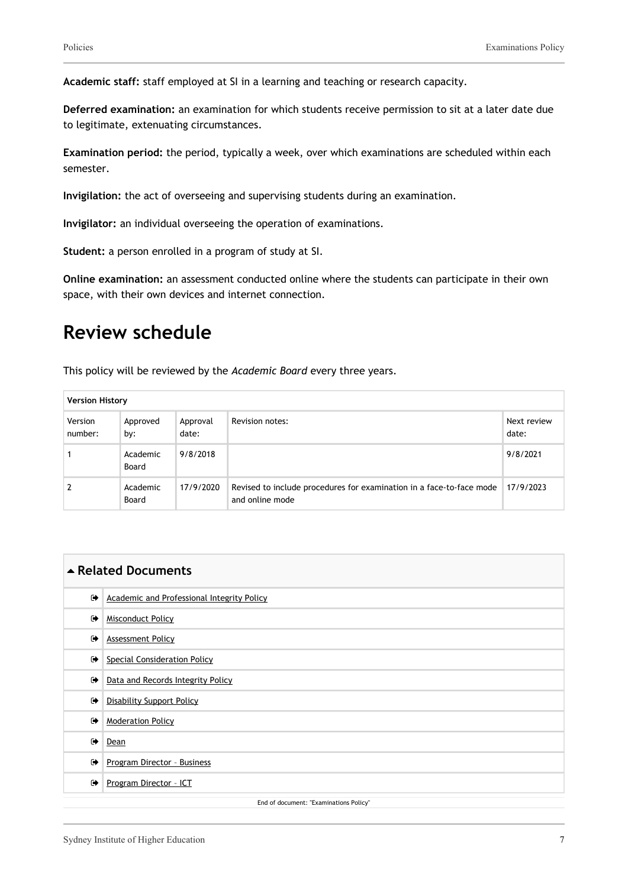**Academic staff:** staff employed at SI in a learning and teaching or research capacity.

**Deferred examination:** an examination for which students receive permission to sit at a later date due to legitimate, extenuating circumstances.

**Examination period:** the period, typically a week, over which examinations are scheduled within each semester.

**Invigilation:** the act of overseeing and supervising students during an examination.

**Invigilator:** an individual overseeing the operation of examinations.

**Student:** a person enrolled in a program of study at SI.

**Online examination:** an assessment conducted online where the students can participate in their own space, with their own devices and internet connection.

# Review schedule

This policy will be reviewed by the *Academic Board* every three years.

| **Version History** | | | | |
|---|---|---|---|---|
| Version number: | Approved by: | Approval date: | Revision notes: | Next review date: |
| 1 | Academic Board | 9/8/2018 | | 9/8/2021 |
| 2 | Academic Board | 17/9/2020 | Revised to include procedures for examination in a face-to-face mode and online mode | 17/9/2023 |

## Related Documents

- Academic and Professional Integrity Policy
- Misconduct Policy
- Assessment Policy
- Special Consideration Policy
- Data and Records Integrity Policy
- Disability Support Policy
- Moderation Policy
- Dean
- Program Director – Business
- Program Director – ICT

End of document: "Examinations Policy"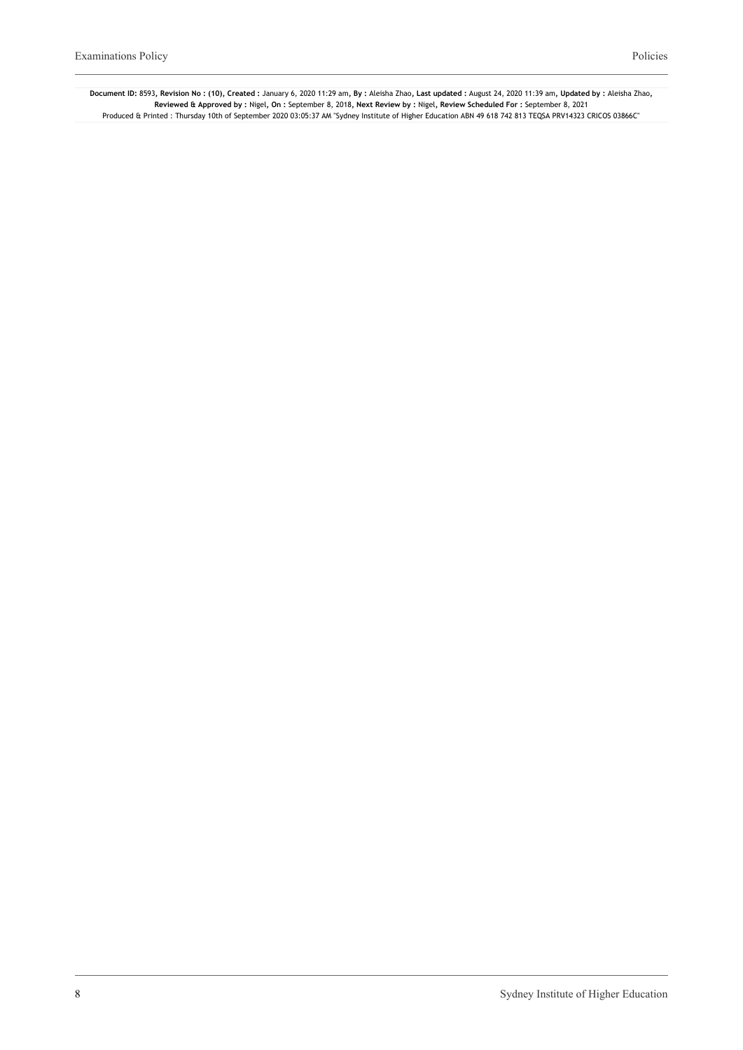**Document ID:** 8593, **Revision No : (10)**, **Created :** January 6, 2020 11:29 am, **By :** Aleisha Zhao, **Last updated :** August 24, 2020 11:39 am, **Updated by :** Aleisha Zhao, **Reviewed & Approved by :** Nigel, **On :** September 8, 2018, **Next Review by :** Nigel, **Review Scheduled For :** September 8, 2021

Produced & Printed : Thursday 10th of September 2020 03:05:37 AM "Sydney Institute of Higher Education ABN 49 618 742 813 TEQSA PRV14323 CRICOS 03866C"